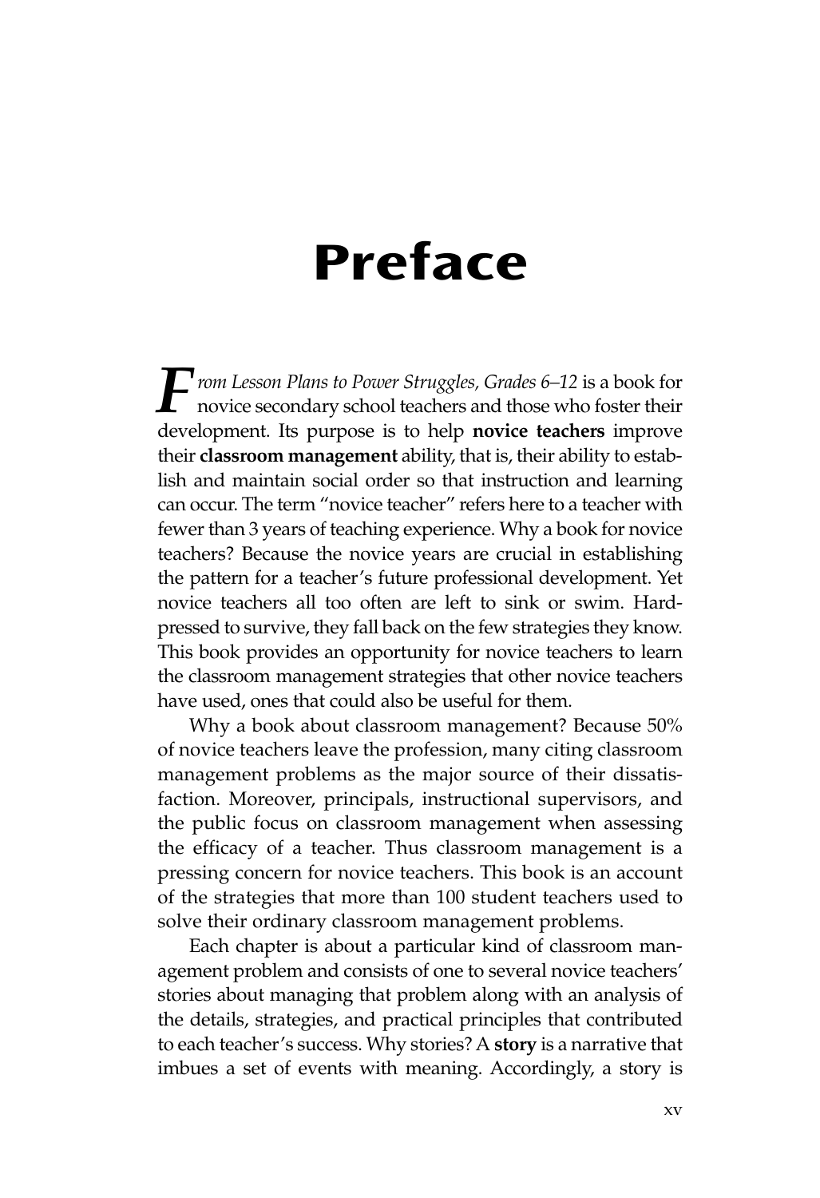# Preface

*From Lesson Plans to Power Struggles, Grades 6–12* is a book for novice secondary school teachers and those who foster their development. Its purpose is to help **novice teachers** improve their **classroom management** ability, that is, their ability to establish and maintain social order so that instruction and learning can occur. The term "novice teacher" refers here to a teacher with fewer than 3 years of teaching experience. Why a book for novice teachers? Because the novice years are crucial in establishing the pattern for a teacher's future professional development. Yet novice teachers all too often are left to sink or swim. Hard-pressed to survive, they fall back on the few strategies they know. This book provides an opportunity for novice teachers to learn the classroom management strategies that other novice teachers have used, ones that could also be useful for them.

Why a book about classroom management? Because 50% of novice teachers leave the profession, many citing classroom management problems as the major source of their dissatisfaction. Moreover, principals, instructional supervisors, and the public focus on classroom management when assessing the efficacy of a teacher. Thus classroom management is a pressing concern for novice teachers. This book is an account of the strategies that more than 100 student teachers used to solve their ordinary classroom management problems.

Each chapter is about a particular kind of classroom management problem and consists of one to several novice teachers' stories about managing that problem along with an analysis of the details, strategies, and practical principles that contributed to each teacher's success. Why stories? A **story** is a narrative that imbues a set of events with meaning. Accordingly, a story is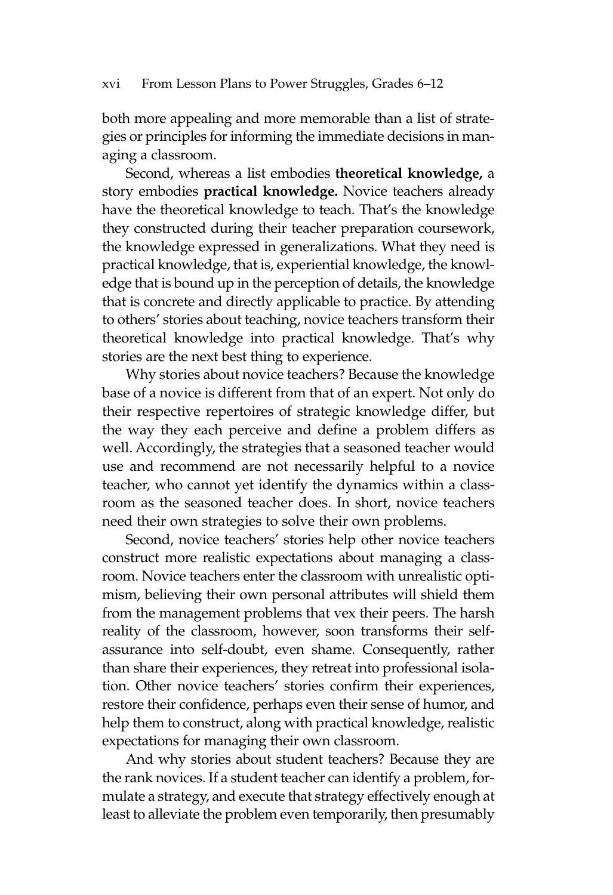both more appealing and more memorable than a list of strategies or principles for informing the immediate decisions in managing a classroom.

Second, whereas a list embodies **theoretical knowledge,** a story embodies **practical knowledge.** Novice teachers already have the theoretical knowledge to teach. That's the knowledge they constructed during their teacher preparation coursework, the knowledge expressed in generalizations. What they need is practical knowledge, that is, experiential knowledge, the knowledge that is bound up in the perception of details, the knowledge that is concrete and directly applicable to practice. By attending to others' stories about teaching, novice teachers transform their theoretical knowledge into practical knowledge. That's why stories are the next best thing to experience.

Why stories about novice teachers? Because the knowledge base of a novice is different from that of an expert. Not only do their respective repertoires of strategic knowledge differ, but the way they each perceive and define a problem differs as well. Accordingly, the strategies that a seasoned teacher would use and recommend are not necessarily helpful to a novice teacher, who cannot yet identify the dynamics within a classroom as the seasoned teacher does. In short, novice teachers need their own strategies to solve their own problems.

Second, novice teachers' stories help other novice teachers construct more realistic expectations about managing a classroom. Novice teachers enter the classroom with unrealistic optimism, believing their own personal attributes will shield them from the management problems that vex their peers. The harsh reality of the classroom, however, soon transforms their self-assurance into self-doubt, even shame. Consequently, rather than share their experiences, they retreat into professional isolation. Other novice teachers' stories confirm their experiences, restore their confidence, perhaps even their sense of humor, and help them to construct, along with practical knowledge, realistic expectations for managing their own classroom.

And why stories about student teachers? Because they are the rank novices. If a student teacher can identify a problem, formulate a strategy, and execute that strategy effectively enough at least to alleviate the problem even temporarily, then presumably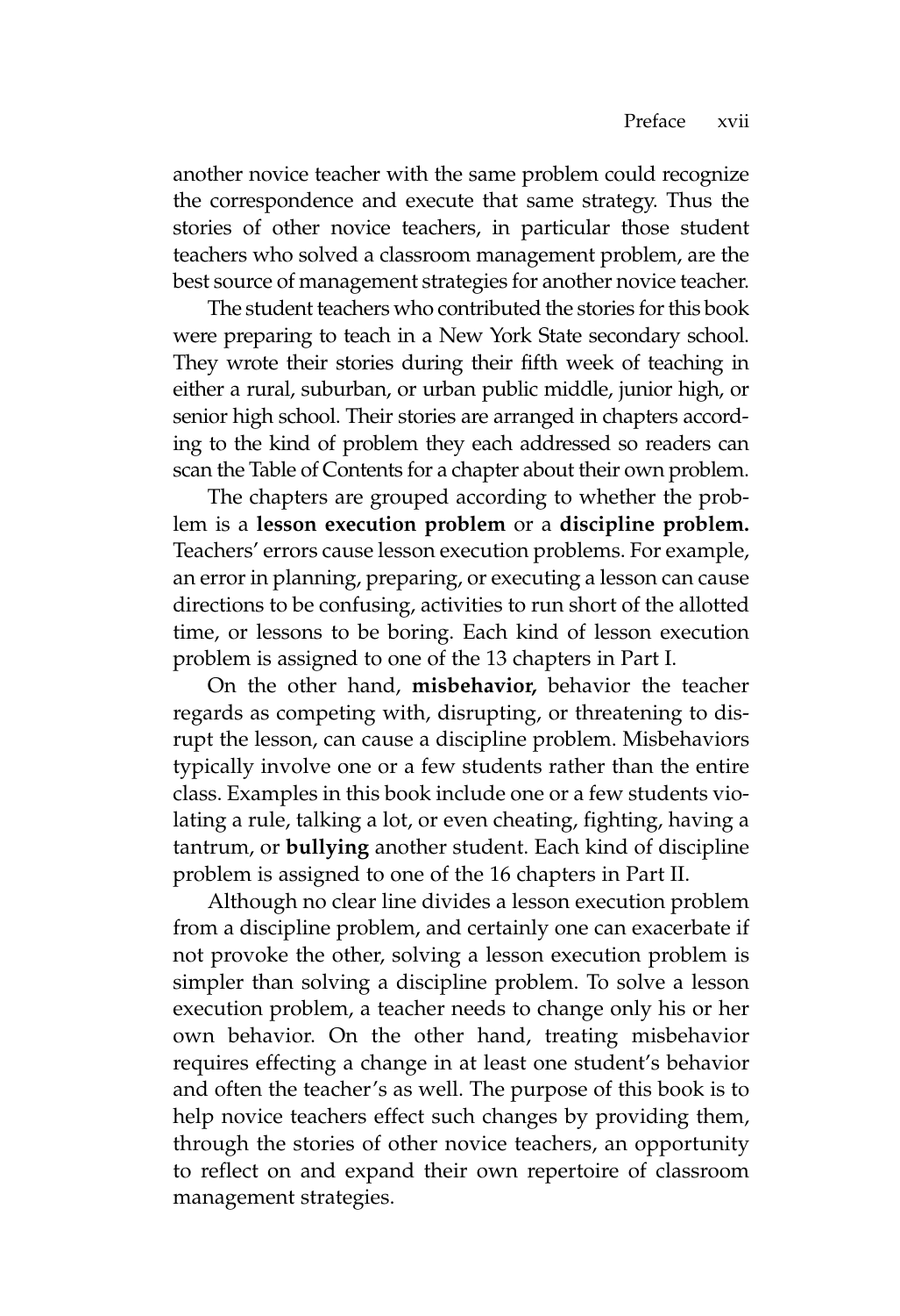another novice teacher with the same problem could recognize the correspondence and execute that same strategy. Thus the stories of other novice teachers, in particular those student teachers who solved a classroom management problem, are the best source of management strategies for another novice teacher.

The student teachers who contributed the stories for this book were preparing to teach in a New York State secondary school. They wrote their stories during their fifth week of teaching in either a rural, suburban, or urban public middle, junior high, or senior high school. Their stories are arranged in chapters according to the kind of problem they each addressed so readers can scan the Table of Contents for a chapter about their own problem.

The chapters are grouped according to whether the problem is a **lesson execution problem** or a **discipline problem.** Teachers' errors cause lesson execution problems. For example, an error in planning, preparing, or executing a lesson can cause directions to be confusing, activities to run short of the allotted time, or lessons to be boring. Each kind of lesson execution problem is assigned to one of the 13 chapters in Part I.

On the other hand, **misbehavior,** behavior the teacher regards as competing with, disrupting, or threatening to disrupt the lesson, can cause a discipline problem. Misbehaviors typically involve one or a few students rather than the entire class. Examples in this book include one or a few students violating a rule, talking a lot, or even cheating, fighting, having a tantrum, or **bullying** another student. Each kind of discipline problem is assigned to one of the 16 chapters in Part II.

Although no clear line divides a lesson execution problem from a discipline problem, and certainly one can exacerbate if not provoke the other, solving a lesson execution problem is simpler than solving a discipline problem. To solve a lesson execution problem, a teacher needs to change only his or her own behavior. On the other hand, treating misbehavior requires effecting a change in at least one student's behavior and often the teacher's as well. The purpose of this book is to help novice teachers effect such changes by providing them, through the stories of other novice teachers, an opportunity to reflect on and expand their own repertoire of classroom management strategies.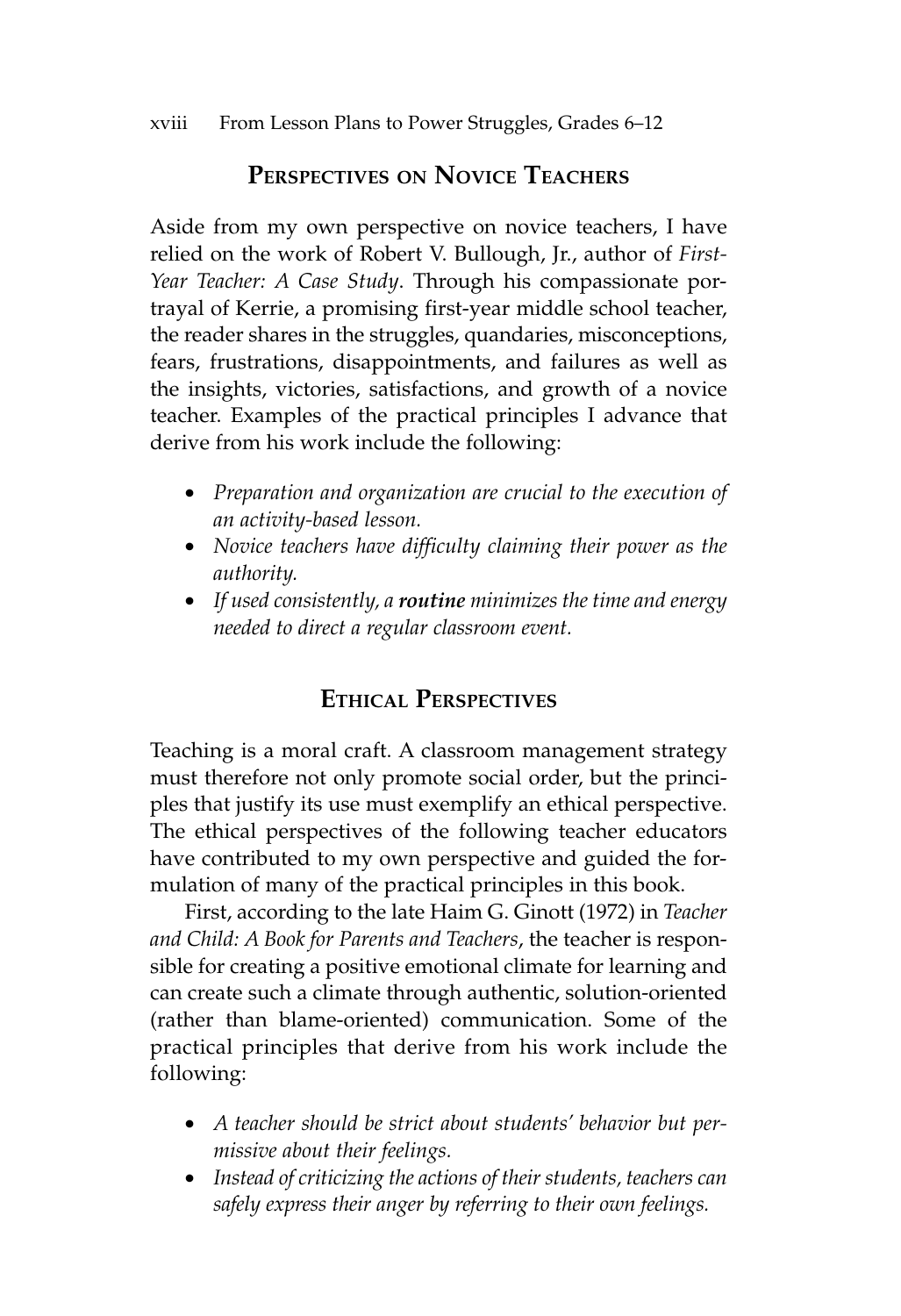## Perspectives on Novice Teachers

Aside from my own perspective on novice teachers, I have relied on the work of Robert V. Bullough, Jr., author of *First-Year Teacher: A Case Study*. Through his compassionate portrayal of Kerrie, a promising first-year middle school teacher, the reader shares in the struggles, quandaries, misconceptions, fears, frustrations, disappointments, and failures as well as the insights, victories, satisfactions, and growth of a novice teacher. Examples of the practical principles I advance that derive from his work include the following:

- *Preparation and organization are crucial to the execution of an activity-based lesson.*
- *Novice teachers have difficulty claiming their power as the authority.*
- *If used consistently, a* ***routine*** *minimizes the time and energy needed to direct a regular classroom event.*

## Ethical Perspectives

Teaching is a moral craft. A classroom management strategy must therefore not only promote social order, but the principles that justify its use must exemplify an ethical perspective. The ethical perspectives of the following teacher educators have contributed to my own perspective and guided the formulation of many of the practical principles in this book.

First, according to the late Haim G. Ginott (1972) in *Teacher and Child: A Book for Parents and Teachers*, the teacher is responsible for creating a positive emotional climate for learning and can create such a climate through authentic, solution-oriented (rather than blame-oriented) communication. Some of the practical principles that derive from his work include the following:

- *A teacher should be strict about students' behavior but permissive about their feelings.*
- *Instead of criticizing the actions of their students, teachers can safely express their anger by referring to their own feelings.*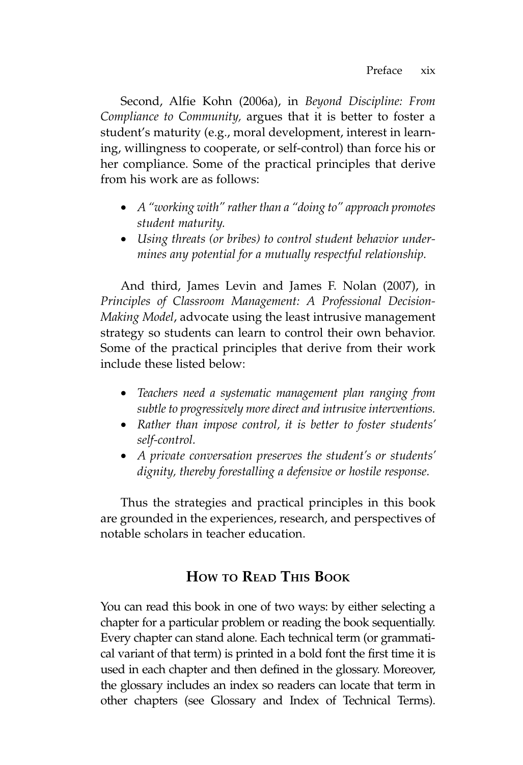Second, Alfie Kohn (2006a), in *Beyond Discipline: From Compliance to Community,* argues that it is better to foster a student's maturity (e.g., moral development, interest in learning, willingness to cooperate, or self-control) than force his or her compliance. Some of the practical principles that derive from his work are as follows:

- *A "working with" rather than a "doing to" approach promotes student maturity.*
- *Using threats (or bribes) to control student behavior undermines any potential for a mutually respectful relationship.*

And third, James Levin and James F. Nolan (2007), in *Principles of Classroom Management: A Professional Decision-Making Model*, advocate using the least intrusive management strategy so students can learn to control their own behavior. Some of the practical principles that derive from their work include these listed below:

- *Teachers need a systematic management plan ranging from subtle to progressively more direct and intrusive interventions.*
- *Rather than impose control, it is better to foster students' self-control.*
- *A private conversation preserves the student's or students' dignity, thereby forestalling a defensive or hostile response.*

Thus the strategies and practical principles in this book are grounded in the experiences, research, and perspectives of notable scholars in teacher education.

## How to Read This Book

You can read this book in one of two ways: by either selecting a chapter for a particular problem or reading the book sequentially. Every chapter can stand alone. Each technical term (or grammatical variant of that term) is printed in a bold font the first time it is used in each chapter and then defined in the glossary. Moreover, the glossary includes an index so readers can locate that term in other chapters (see Glossary and Index of Technical Terms).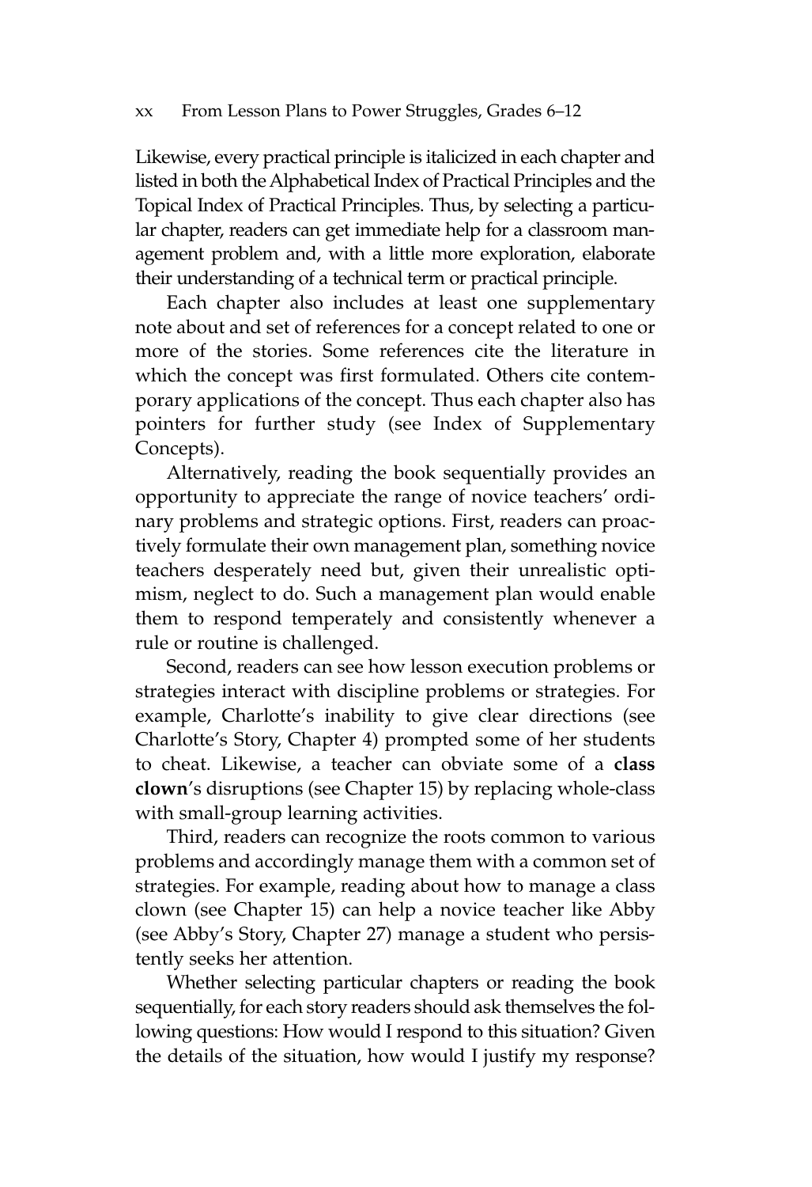Likewise, every practical principle is italicized in each chapter and listed in both the Alphabetical Index of Practical Principles and the Topical Index of Practical Principles. Thus, by selecting a particular chapter, readers can get immediate help for a classroom management problem and, with a little more exploration, elaborate their understanding of a technical term or practical principle.

Each chapter also includes at least one supplementary note about and set of references for a concept related to one or more of the stories. Some references cite the literature in which the concept was first formulated. Others cite contemporary applications of the concept. Thus each chapter also has pointers for further study (see Index of Supplementary Concepts).

Alternatively, reading the book sequentially provides an opportunity to appreciate the range of novice teachers' ordinary problems and strategic options. First, readers can proactively formulate their own management plan, something novice teachers desperately need but, given their unrealistic optimism, neglect to do. Such a management plan would enable them to respond temperately and consistently whenever a rule or routine is challenged.

Second, readers can see how lesson execution problems or strategies interact with discipline problems or strategies. For example, Charlotte's inability to give clear directions (see Charlotte's Story, Chapter 4) prompted some of her students to cheat. Likewise, a teacher can obviate some of a **class clown**'s disruptions (see Chapter 15) by replacing whole-class with small-group learning activities.

Third, readers can recognize the roots common to various problems and accordingly manage them with a common set of strategies. For example, reading about how to manage a class clown (see Chapter 15) can help a novice teacher like Abby (see Abby's Story, Chapter 27) manage a student who persistently seeks her attention.

Whether selecting particular chapters or reading the book sequentially, for each story readers should ask themselves the following questions: How would I respond to this situation? Given the details of the situation, how would I justify my response?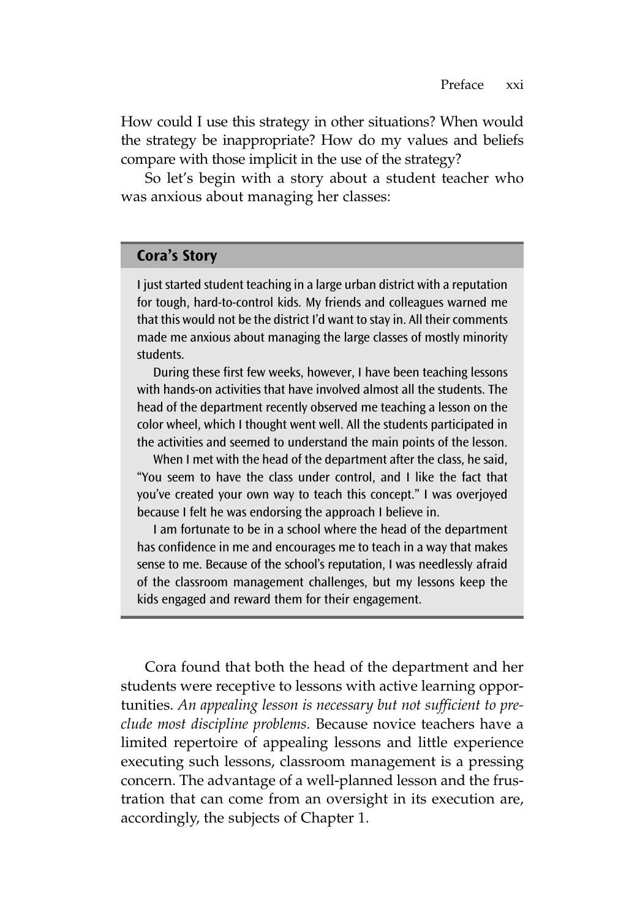How could I use this strategy in other situations? When would the strategy be inappropriate? How do my values and beliefs compare with those implicit in the use of the strategy?

So let's begin with a story about a student teacher who was anxious about managing her classes:

### Cora's Story

I just started student teaching in a large urban district with a reputation for tough, hard-to-control kids. My friends and colleagues warned me that this would not be the district I'd want to stay in. All their comments made me anxious about managing the large classes of mostly minority students.

During these first few weeks, however, I have been teaching lessons with hands-on activities that have involved almost all the students. The head of the department recently observed me teaching a lesson on the color wheel, which I thought went well. All the students participated in the activities and seemed to understand the main points of the lesson.

When I met with the head of the department after the class, he said, "You seem to have the class under control, and I like the fact that you've created your own way to teach this concept." I was overjoyed because I felt he was endorsing the approach I believe in.

I am fortunate to be in a school where the head of the department has confidence in me and encourages me to teach in a way that makes sense to me. Because of the school's reputation, I was needlessly afraid of the classroom management challenges, but my lessons keep the kids engaged and reward them for their engagement.

Cora found that both the head of the department and her students were receptive to lessons with active learning opportunities. *An appealing lesson is necessary but not sufficient to preclude most discipline problems.* Because novice teachers have a limited repertoire of appealing lessons and little experience executing such lessons, classroom management is a pressing concern. The advantage of a well-planned lesson and the frustration that can come from an oversight in its execution are, accordingly, the subjects of Chapter 1.